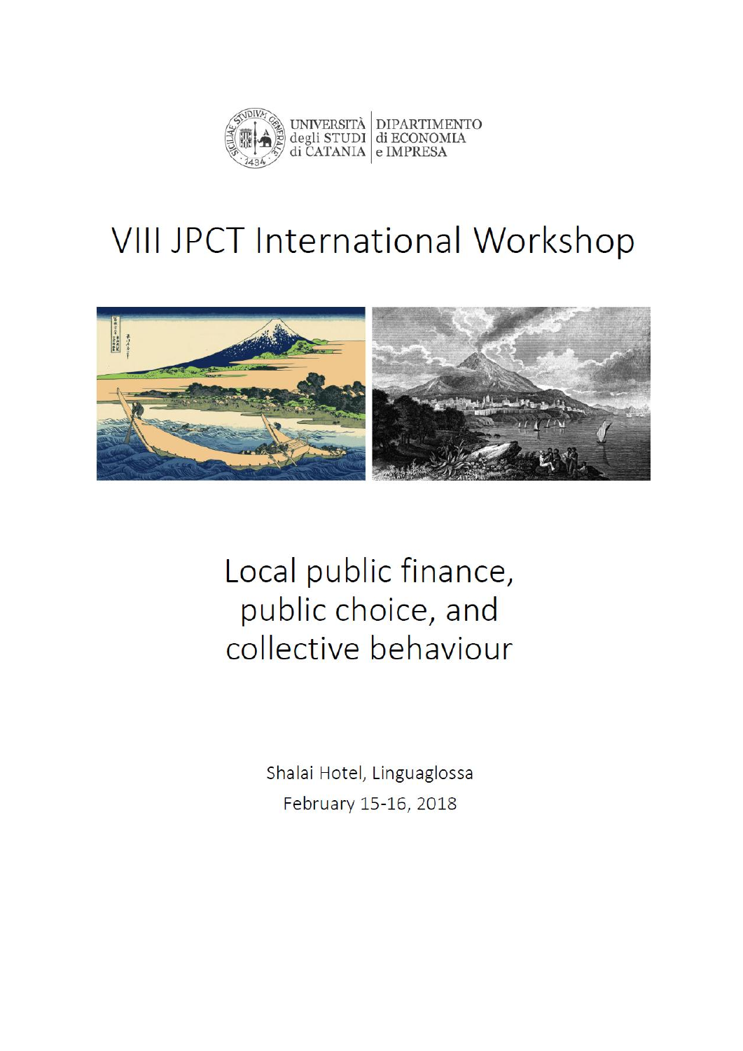UNIVERSITÀ degli STUDI di CATANIA | DIPARTIMENTO di ECONOMIA e IMPRESA

# VIII JPCT International Workshop

## Local public finance, public choice, and collective behaviour

Shalai Hotel, Linguaglossa

February 15-16, 2018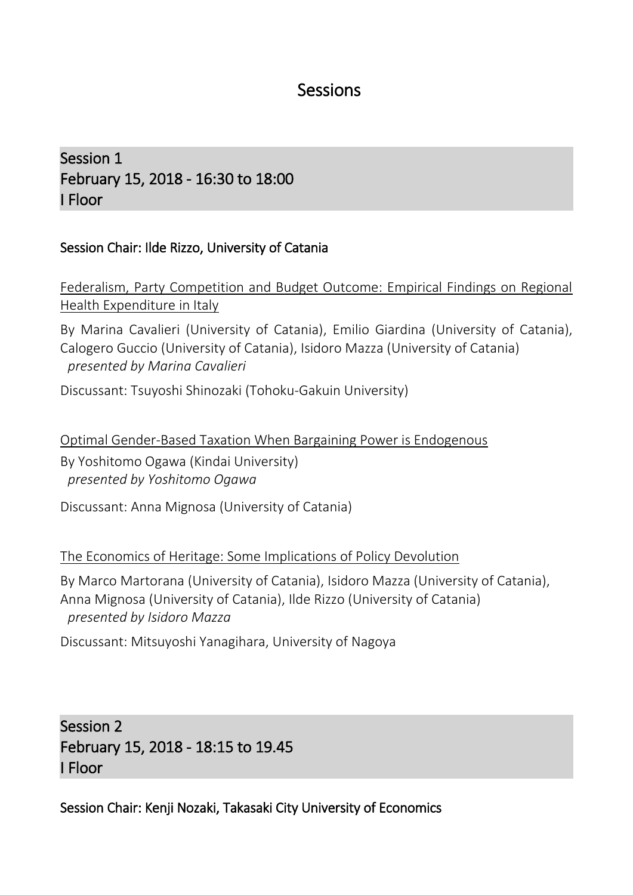# Sessions

## Session 1
## February 15, 2018 - 16:30 to 18:00
## I Floor

### Session Chair: Ilde Rizzo, University of Catania

Federalism, Party Competition and Budget Outcome: Empirical Findings on Regional Health Expenditure in Italy

By Marina Cavalieri (University of Catania), Emilio Giardina (University of Catania), Calogero Guccio (University of Catania), Isidoro Mazza (University of Catania)
*presented by Marina Cavalieri*

Discussant: Tsuyoshi Shinozaki (Tohoku-Gakuin University)

Optimal Gender-Based Taxation When Bargaining Power is Endogenous

By Yoshitomo Ogawa (Kindai University)
*presented by Yoshitomo Ogawa*

Discussant: Anna Mignosa (University of Catania)

The Economics of Heritage: Some Implications of Policy Devolution

By Marco Martorana (University of Catania), Isidoro Mazza (University of Catania), Anna Mignosa (University of Catania), Ilde Rizzo (University of Catania)
*presented by Isidoro Mazza*

Discussant: Mitsuyoshi Yanagihara, University of Nagoya

## Session 2
## February 15, 2018 - 18:15 to 19.45
## I Floor

### Session Chair: Kenji Nozaki, Takasaki City University of Economics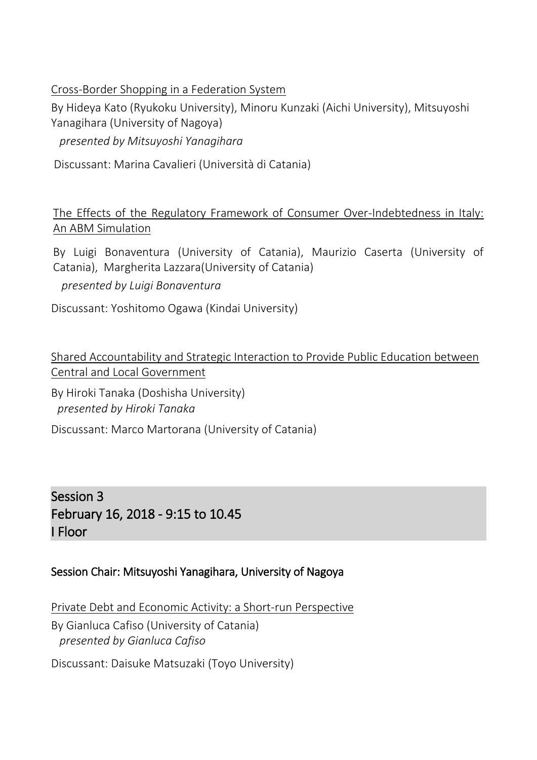Cross-Border Shopping in a Federation System

By Hideya Kato (Ryukoku University), Minoru Kunzaki (Aichi University), Mitsuyoshi Yanagihara (University of Nagoya)

*presented by Mitsuyoshi Yanagihara*

Discussant: Marina Cavalieri (Università di Catania)

The Effects of the Regulatory Framework of Consumer Over-Indebtedness in Italy: An ABM Simulation

By Luigi Bonaventura (University of Catania), Maurizio Caserta (University of Catania), Margherita Lazzara(University of Catania)

*presented by Luigi Bonaventura*

Discussant: Yoshitomo Ogawa (Kindai University)

Shared Accountability and Strategic Interaction to Provide Public Education between Central and Local Government

By Hiroki Tanaka (Doshisha University)

*presented by Hiroki Tanaka*

Discussant: Marco Martorana (University of Catania)

## Session 3
## February 16, 2018 - 9:15 to 10.45
## I Floor

### Session Chair: Mitsuyoshi Yanagihara, University of Nagoya

Private Debt and Economic Activity: a Short-run Perspective

By Gianluca Cafiso (University of Catania)

*presented by Gianluca Cafiso*

Discussant: Daisuke Matsuzaki (Toyo University)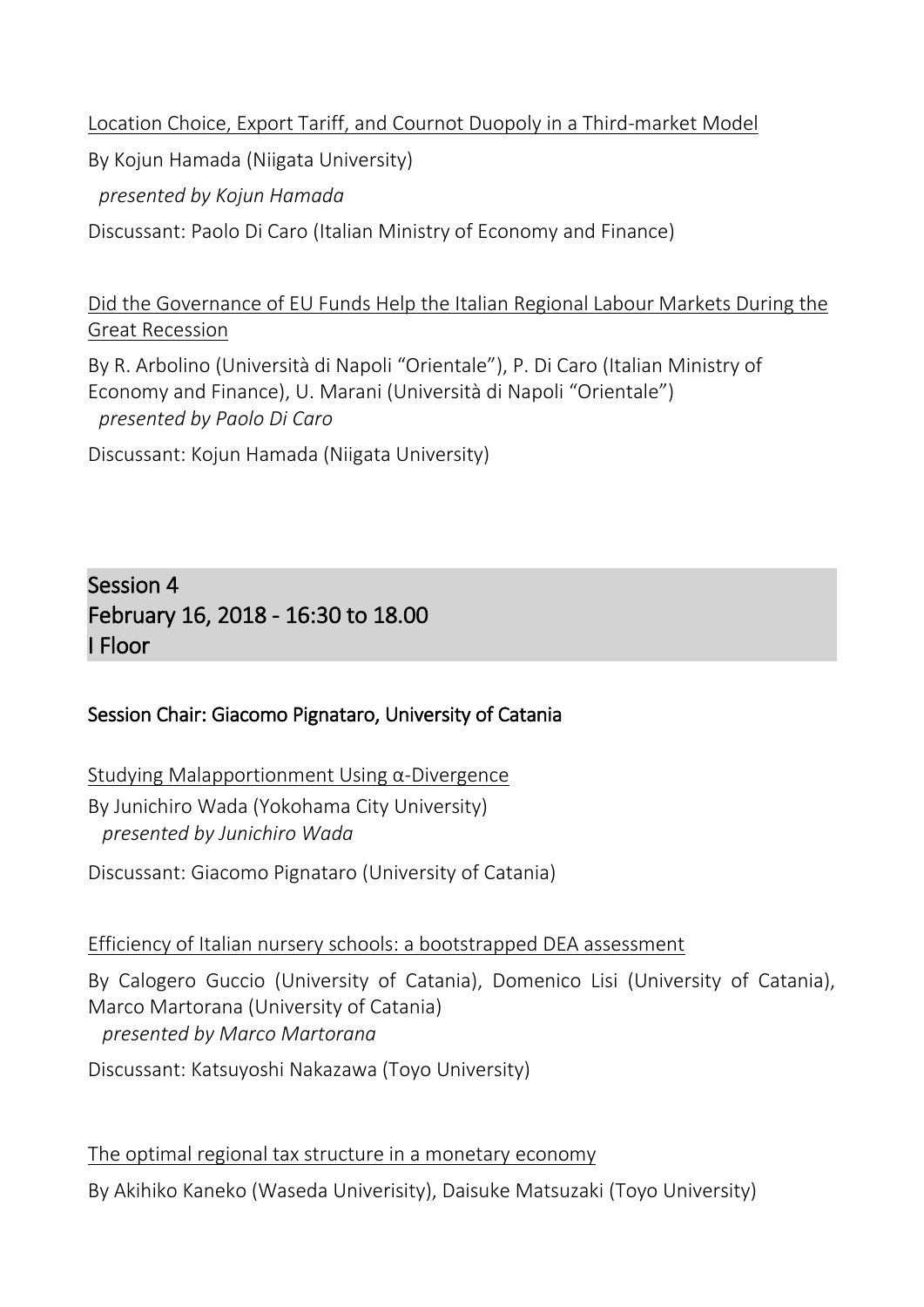Location Choice, Export Tariff, and Cournot Duopoly in a Third-market Model

By Kojun Hamada (Niigata University)

*presented by Kojun Hamada*

Discussant: Paolo Di Caro (Italian Ministry of Economy and Finance)

Did the Governance of EU Funds Help the Italian Regional Labour Markets During the Great Recession

By R. Arbolino (Università di Napoli "Orientale"), P. Di Caro (Italian Ministry of Economy and Finance), U. Marani (Università di Napoli "Orientale")

*presented by Paolo Di Caro*

Discussant: Kojun Hamada (Niigata University)

## Session 4
## February 16, 2018 - 16:30 to 18.00
## I Floor

### Session Chair: Giacomo Pignataro, University of Catania

Studying Malapportionment Using α-Divergence

By Junichiro Wada (Yokohama City University)

*presented by Junichiro Wada*

Discussant: Giacomo Pignataro (University of Catania)

Efficiency of Italian nursery schools: a bootstrapped DEA assessment

By Calogero Guccio (University of Catania), Domenico Lisi (University of Catania), Marco Martorana (University of Catania)

*presented by Marco Martorana*

Discussant: Katsuyoshi Nakazawa (Toyo University)

The optimal regional tax structure in a monetary economy

By Akihiko Kaneko (Waseda Univerisity), Daisuke Matsuzaki (Toyo University)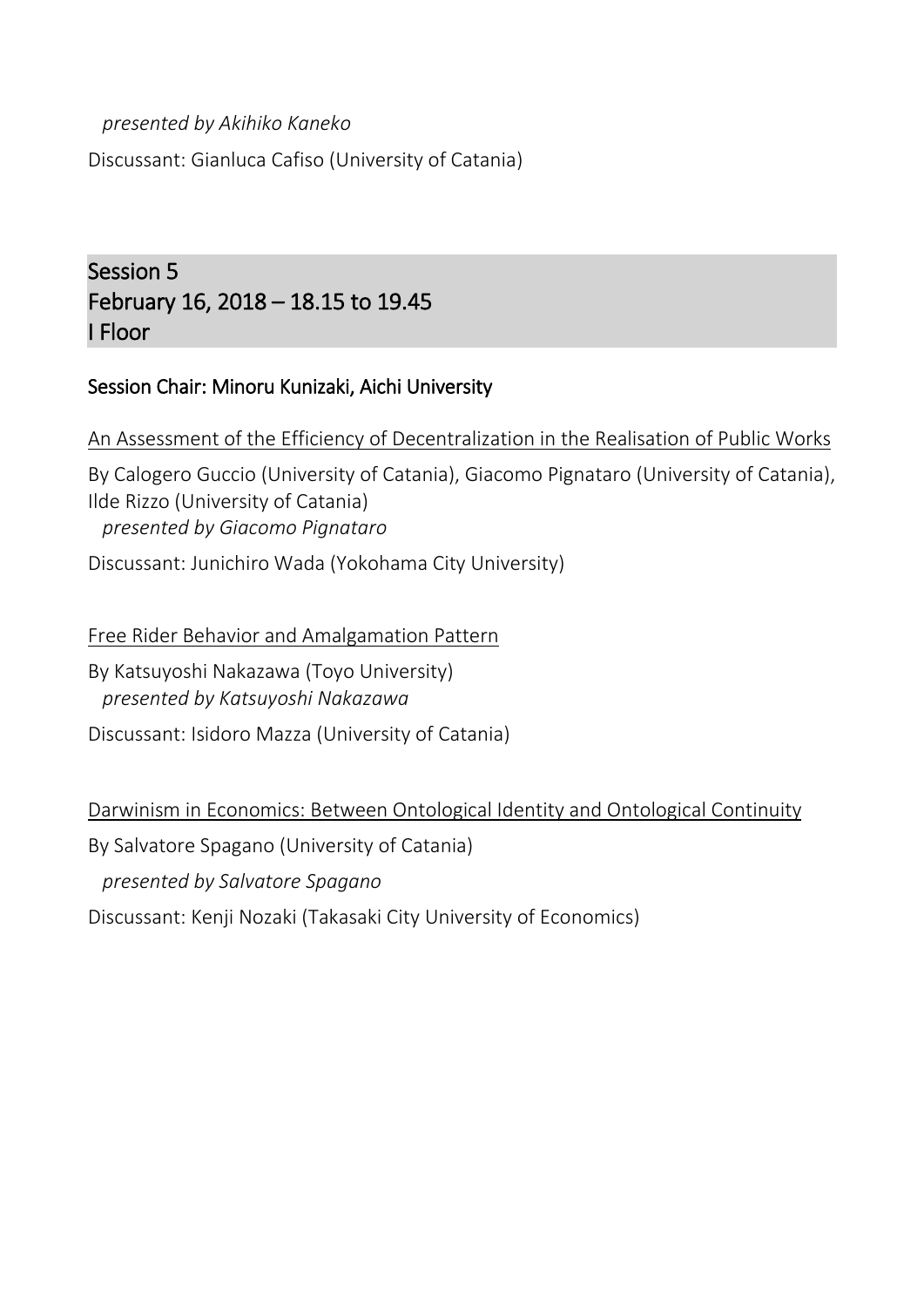*presented by Akihiko Kaneko*

Discussant: Gianluca Cafiso (University of Catania)

## Session 5
## February 16, 2018 – 18.15 to 19.45
## I Floor

### Session Chair: Minoru Kunizaki, Aichi University

An Assessment of the Efficiency of Decentralization in the Realisation of Public Works

By Calogero Guccio (University of Catania), Giacomo Pignataro (University of Catania), Ilde Rizzo (University of Catania)
*presented by Giacomo Pignataro*

Discussant: Junichiro Wada (Yokohama City University)

Free Rider Behavior and Amalgamation Pattern

By Katsuyoshi Nakazawa (Toyo University)
*presented by Katsuyoshi Nakazawa*

Discussant: Isidoro Mazza (University of Catania)

Darwinism in Economics: Between Ontological Identity and Ontological Continuity

By Salvatore Spagano (University of Catania)

*presented by Salvatore Spagano*

Discussant: Kenji Nozaki (Takasaki City University of Economics)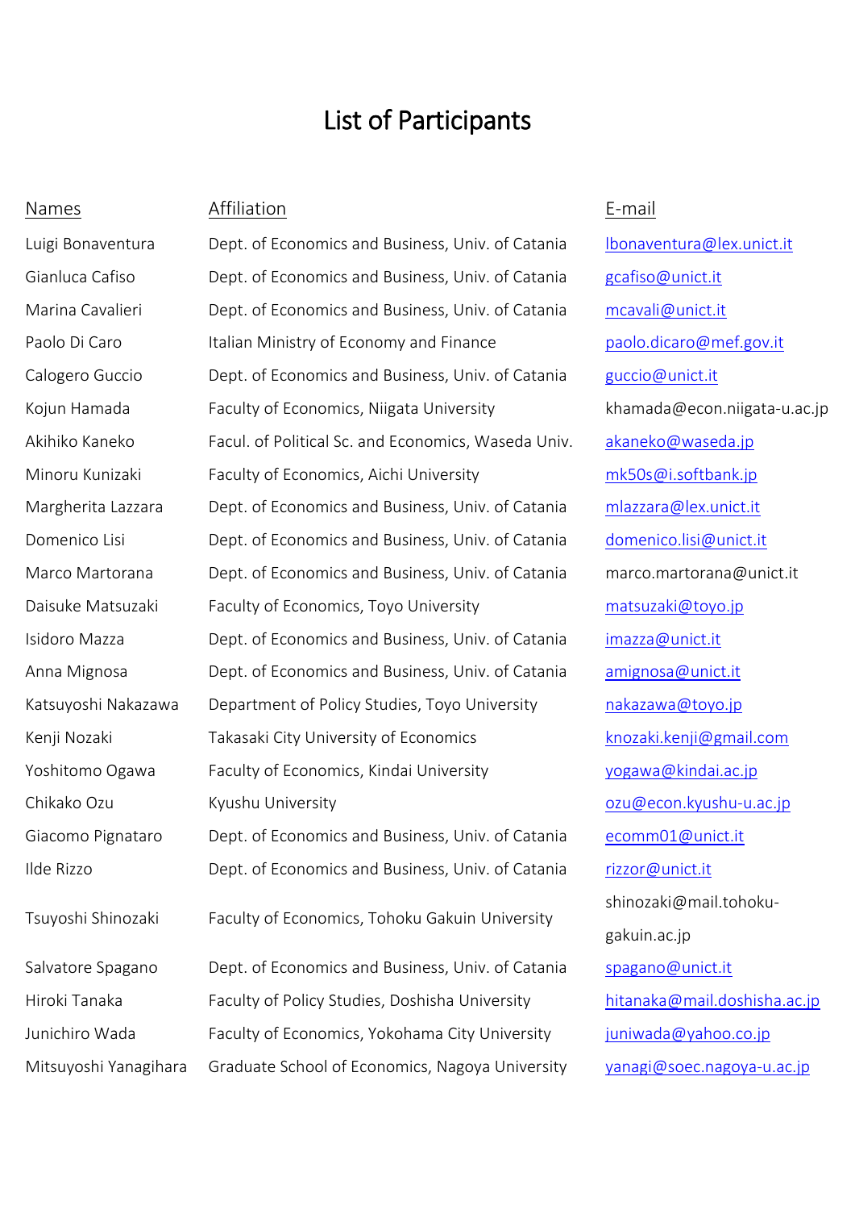# List of Participants

| Names | Affiliation | E-mail |
| --- | --- | --- |
| Luigi Bonaventura | Dept. of Economics and Business, Univ. of Catania | lbonaventura@lex.unict.it |
| Gianluca Cafiso | Dept. of Economics and Business, Univ. of Catania | gcafiso@unict.it |
| Marina Cavalieri | Dept. of Economics and Business, Univ. of Catania | mcavali@unict.it |
| Paolo Di Caro | Italian Ministry of Economy and Finance | paolo.dicaro@mef.gov.it |
| Calogero Guccio | Dept. of Economics and Business, Univ. of Catania | guccio@unict.it |
| Kojun Hamada | Faculty of Economics, Niigata University | khamada@econ.niigata-u.ac.jp |
| Akihiko Kaneko | Facul. of Political Sc. and Economics, Waseda Univ. | akaneko@waseda.jp |
| Minoru Kunizaki | Faculty of Economics, Aichi University | mk50s@i.softbank.jp |
| Margherita Lazzara | Dept. of Economics and Business, Univ. of Catania | mlazzara@lex.unict.it |
| Domenico Lisi | Dept. of Economics and Business, Univ. of Catania | domenico.lisi@unict.it |
| Marco Martorana | Dept. of Economics and Business, Univ. of Catania | marco.martorana@unict.it |
| Daisuke Matsuzaki | Faculty of Economics, Toyo University | matsuzaki@toyo.jp |
| Isidoro Mazza | Dept. of Economics and Business, Univ. of Catania | imazza@unict.it |
| Anna Mignosa | Dept. of Economics and Business, Univ. of Catania | amignosa@unict.it |
| Katsuyoshi Nakazawa | Department of Policy Studies, Toyo University | nakazawa@toyo.jp |
| Kenji Nozaki | Takasaki City University of Economics | knozaki.kenji@gmail.com |
| Yoshitomo Ogawa | Faculty of Economics, Kindai University | yogawa@kindai.ac.jp |
| Chikako Ozu | Kyushu University | ozu@econ.kyushu-u.ac.jp |
| Giacomo Pignataro | Dept. of Economics and Business, Univ. of Catania | ecomm01@unict.it |
| Ilde Rizzo | Dept. of Economics and Business, Univ. of Catania | rizzor@unict.it |
| Tsuyoshi Shinozaki | Faculty of Economics, Tohoku Gakuin University | shinozaki@mail.tohoku-gakuin.ac.jp |
| Salvatore Spagano | Dept. of Economics and Business, Univ. of Catania | spagano@unict.it |
| Hiroki Tanaka | Faculty of Policy Studies, Doshisha University | hitanaka@mail.doshisha.ac.jp |
| Junichiro Wada | Faculty of Economics, Yokohama City University | juniwada@yahoo.co.jp |
| Mitsuyoshi Yanagihara | Graduate School of Economics, Nagoya University | yanagi@soec.nagoya-u.ac.jp |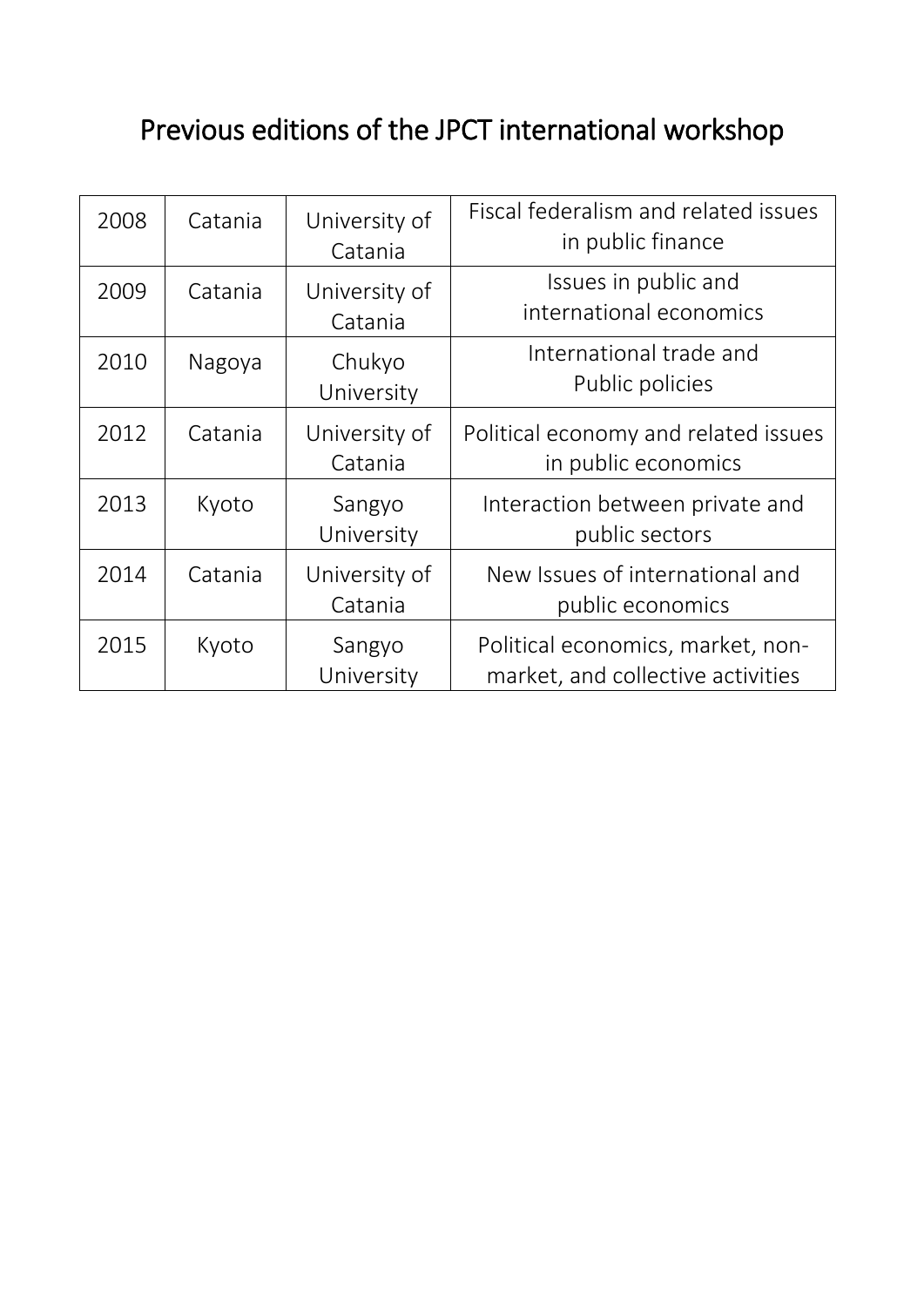# Previous editions of the JPCT international workshop

| | | | |
|---|---|---|---|
| 2008 | Catania | University of Catania | Fiscal federalism and related issues in public finance |
| 2009 | Catania | University of Catania | Issues in public and international economics |
| 2010 | Nagoya | Chukyo University | International trade and Public policies |
| 2012 | Catania | University of Catania | Political economy and related issues in public economics |
| 2013 | Kyoto | Sangyo University | Interaction between private and public sectors |
| 2014 | Catania | University of Catania | New Issues of international and public economics |
| 2015 | Kyoto | Sangyo University | Political economics, market, non-market, and collective activities |